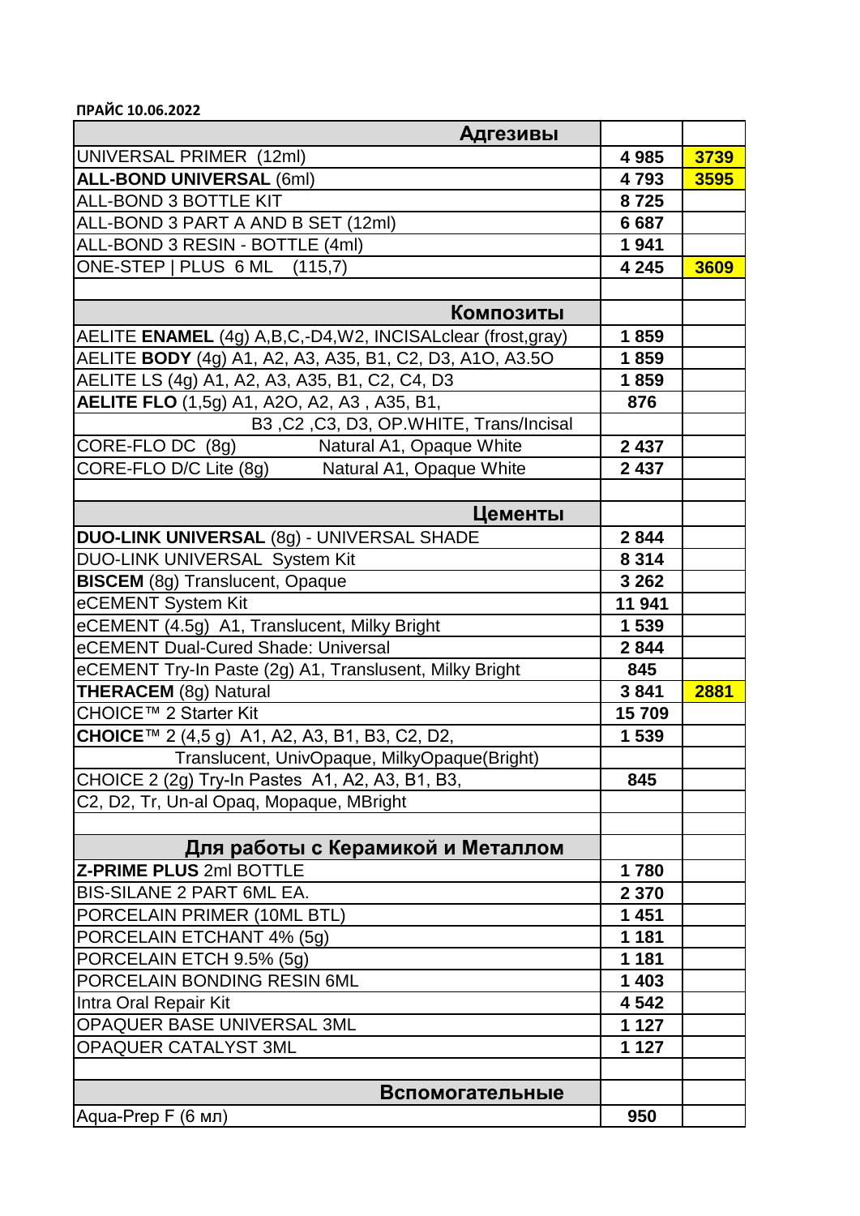**ПРАЙС 10.06.2022**

| Адгезивы | | |
|---|---|---|
| UNIVERSAL PRIMER (12ml) | **4 985** | **3739** |
| **ALL-BOND UNIVERSAL** (6ml) | **4 793** | **3595** |
| ALL-BOND 3 BOTTLE KIT | **8 725** | |
| ALL-BOND 3 PART A AND B SET (12ml) | **6 687** | |
| ALL-BOND 3 RESIN - BOTTLE (4ml) | **1 941** | |
| ONE-STEP \| PLUS 6 ML (115,7) | **4 245** | **3609** |
| | | |
| **Композиты** | | |
| AELITE **ENAMEL** (4g) A,B,C,-D4,W2, INCISALclear (frost,gray) | **1 859** | |
| AELITE **BODY** (4g) A1, A2, A3, A35, B1, C2, D3, A1O, A3.5O | **1 859** | |
| AELITE LS (4g) A1, A2, A3, A35, B1, C2, C4, D3 | **1 859** | |
| **AELITE FLO** (1,5g) A1, A2O, A2, A3 , A35, B1, | **876** | |
| B3 ,C2 ,C3, D3, OP.WHITE, Trans/Incisal | | |
| CORE-FLO DC (8g) Natural A1, Opaque White | **2 437** | |
| CORE-FLO D/C Lite (8g) Natural A1, Opaque White | **2 437** | |
| | | |
| **Цементы** | | |
| **DUO-LINK UNIVERSAL** (8g) - UNIVERSAL SHADE | **2 844** | |
| DUO-LINK UNIVERSAL System Kit | **8 314** | |
| **BISCEM** (8g) Translucent, Opaque | **3 262** | |
| eCEMENT System Kit | **11 941** | |
| eCEMENT (4.5g) A1, Translucent, Milky Bright | **1 539** | |
| eCEMENT Dual-Cured Shade: Universal | **2 844** | |
| eCEMENT Try-In Paste (2g) A1, Translusent, Milky Bright | **845** | |
| **THERACEM** (8g) Natural | **3 841** | **2881** |
| CHOICE™ 2 Starter Kit | **15 709** | |
| **CHOICE**™ 2 (4,5 g) A1, A2, A3, B1, B3, C2, D2, | **1 539** | |
| Translucent, UnivOpaque, MilkyOpaque(Bright) | | |
| CHOICE 2 (2g) Try-In Pastes A1, A2, A3, B1, B3, | **845** | |
| C2, D2, Tr, Un-al Opaq, Mopaque, MBright | | |
| | | |
| **Для работы с Керамикой и Металлом** | | |
| **Z-PRIME PLUS** 2ml BOTTLE | **1 780** | |
| BIS-SILANE 2 PART 6ML EA. | **2 370** | |
| PORCELAIN PRIMER (10ML BTL) | **1 451** | |
| PORCELAIN ETCHANT 4% (5g) | **1 181** | |
| PORCELAIN ETCH 9.5% (5g) | **1 181** | |
| PORCELAIN BONDING RESIN 6ML | **1 403** | |
| Intra Oral Repair Kit | **4 542** | |
| OPAQUER BASE UNIVERSAL 3ML | **1 127** | |
| OPAQUER CATALYST 3ML | **1 127** | |
| | | |
| **Вспомогательные** | | |
| Aqua-Prep F (6 мл) | **950** | |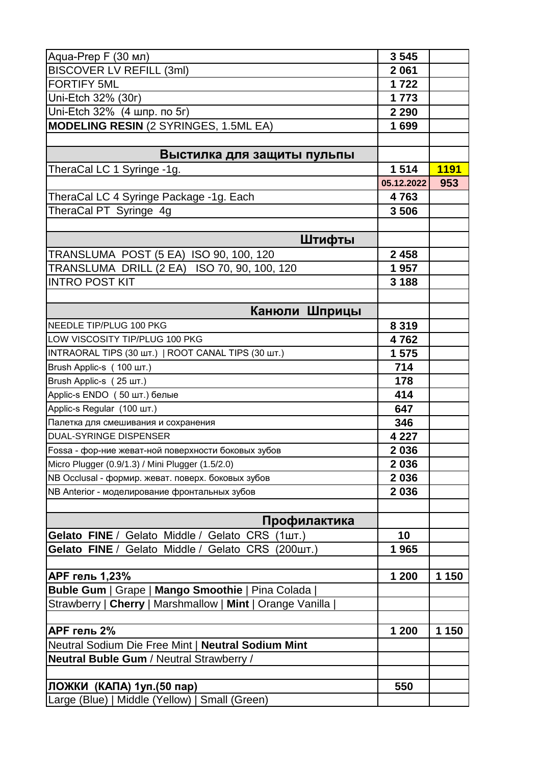| | | |
|---|---|---|
| Aqua-Prep F (30 мл) | 3 545 | |
| BISCOVER LV REFILL (3ml) | 2 061 | |
| FORTIFY 5ML | 1 722 | |
| Uni-Etch 32% (30г) | 1 773 | |
| Uni-Etch 32% (4 шпр. по 5г) | 2 290 | |
| **MODELING RESIN** (2 SYRINGES, 1.5ML EA) | 1 699 | |
| | | |
| **Выстилка для защиты пульпы** | | |
| TheraCal LC 1 Syringe -1g. | 1 514 | 1191 |
| | 05.12.2022 | 953 |
| TheraCal LC 4 Syringe Package -1g. Each | 4 763 | |
| TheraCal PT Syringe 4g | 3 506 | |
| | | |
| **Штифты** | | |
| TRANSLUMA POST (5 EA) ISO 90, 100, 120 | 2 458 | |
| TRANSLUMA DRILL (2 EA) ISO 70, 90, 100, 120 | 1 957 | |
| INTRO POST KIT | 3 188 | |
| | | |
| **Канюли Шприцы** | | |
| NEEDLE TIP/PLUG 100 PKG | 8 319 | |
| LOW VISCOSITY TIP/PLUG 100 PKG | 4 762 | |
| INTRAORAL TIPS (30 шт.) \| ROOT CANAL TIPS (30 шт.) | 1 575 | |
| Brush Applic-s ( 100 шт.) | 714 | |
| Brush Applic-s ( 25 шт.) | 178 | |
| Applic-s ENDO ( 50 шт.) белые | 414 | |
| Applic-s Regular (100 шт.) | 647 | |
| Палетка для смешивания и сохранения | 346 | |
| DUAL-SYRINGE DISPENSER | 4 227 | |
| Fossa - фор-ние жеват-ной поверхности боковых зубов | 2 036 | |
| Micro Plugger (0.9/1.3) / Mini Plugger (1.5/2.0) | 2 036 | |
| NB Occlusal - формир. жеват. поверх. боковых зубов | 2 036 | |
| NB Anterior - моделирование фронтальных зубов | 2 036 | |
| | | |
| **Профилактика** | | |
| **Gelato FINE** / Gelato Middle / Gelato CRS (1шт.) | 10 | |
| **Gelato FINE** / Gelato Middle / Gelato CRS (200шт.) | 1 965 | |
| | | |
| **APF гель 1,23%** | 1 200 | 1 150 |
| **Buble Gum** \| Grape \| **Mango Smoothie** \| Pina Colada \| | | |
| Strawberry \| **Cherry** \| Marshmallow \| **Mint** \| Orange Vanilla \| | | |
| | | |
| **APF гель 2%** | 1 200 | 1 150 |
| Neutral Sodium Die Free Mint \| **Neutral Sodium Mint** | | |
| **Neutral Buble Gum** / Neutral Strawberry / | | |
| | | |
| **ЛОЖКИ (КАПА) 1уп.(50 пар)** | 550 | |
| Large (Blue) \| Middle (Yellow) \| Small (Green) | | |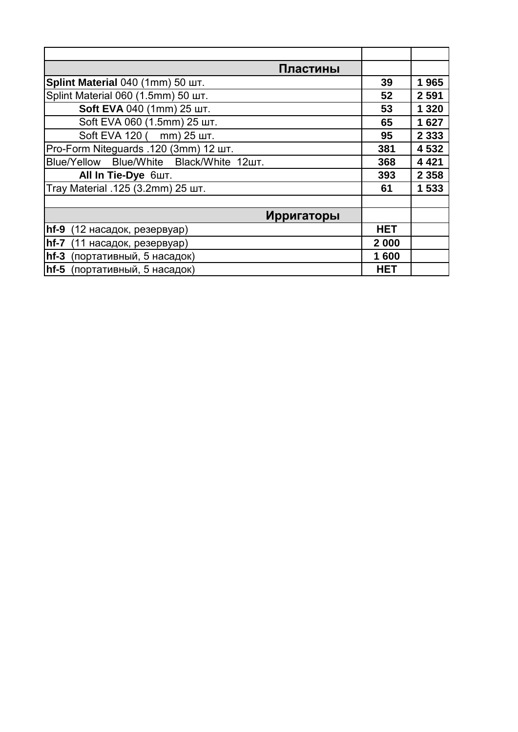| | | |
|---|---|---|
| **Пластины** | | |
| **Splint Material** 040 (1mm) 50 шт. | **39** | **1 965** |
| Splint Material 060 (1.5mm) 50 шт. | **52** | **2 591** |
| **Soft EVA** 040 (1mm) 25 шт. | **53** | **1 320** |
| Soft EVA 060 (1.5mm) 25 шт. | **65** | **1 627** |
| Soft EVA 120 (    mm) 25 шт. | **95** | **2 333** |
| Pro-Form Niteguards .120 (3mm) 12 шт. | **381** | **4 532** |
| Blue/Yellow    Blue/White    Black/White  12шт. | **368** | **4 421** |
| **All In Tie-Dye** 6шт. | **393** | **2 358** |
| Tray Material .125 (3.2mm) 25 шт. | **61** | **1 533** |
| | | |
| **Ирригаторы** | | |
| **hf-9** (12 насадок, резервуар) | **НЕТ** | |
| **hf-7** (11 насадок, резервуар) | **2 000** | |
| **hf-3** (портативный, 5 насадок) | **1 600** | |
| **hf-5** (портативный, 5 насадок) | **НЕТ** | |